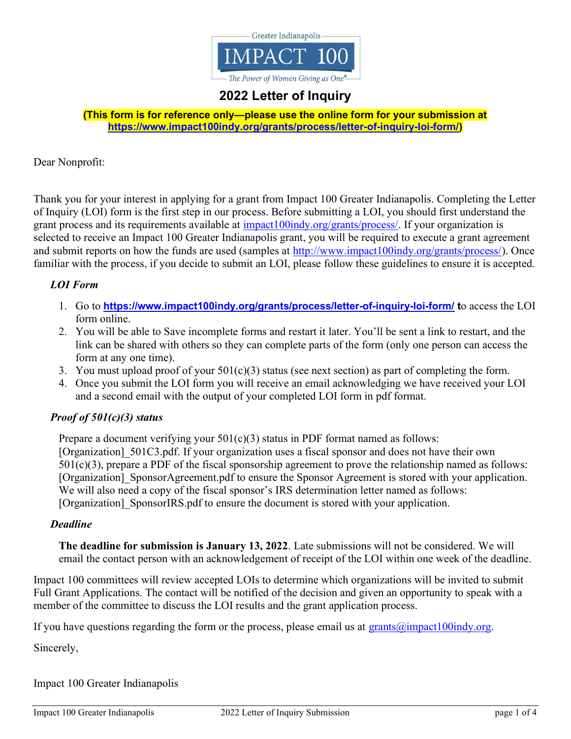Greater Indianapolis

IMPACT 100

The Power of Women Giving as One®

# 2022 Letter of Inquiry

**(This form is for reference only—please use the online form for your submission at https://www.impact100indy.org/grants/process/letter-of-inquiry-loi-form/)**

Dear Nonprofit:

Thank you for your interest in applying for a grant from Impact 100 Greater Indianapolis. Completing the Letter of Inquiry (LOI) form is the first step in our process. Before submitting a LOI, you should first understand the grant process and its requirements available at impact100indy.org/grants/process/. If your organization is selected to receive an Impact 100 Greater Indianapolis grant, you will be required to execute a grant agreement and submit reports on how the funds are used (samples at http://www.impact100indy.org/grants/process/). Once familiar with the process, if you decide to submit an LOI, please follow these guidelines to ensure it is accepted.

### *LOI Form*

1. Go to **https://www.impact100indy.org/grants/process/letter-of-inquiry-loi-form/ t**o access the LOI form online.
2. You will be able to Save incomplete forms and restart it later. You'll be sent a link to restart, and the link can be shared with others so they can complete parts of the form (only one person can access the form at any one time).
3. You must upload proof of your 501(c)(3) status (see next section) as part of completing the form.
4. Once you submit the LOI form you will receive an email acknowledging we have received your LOI and a second email with the output of your completed LOI form in pdf format.

### *Proof of 501(c)(3) status*

Prepare a document verifying your 501(c)(3) status in PDF format named as follows: [Organization]_501C3.pdf. If your organization uses a fiscal sponsor and does not have their own 501(c)(3), prepare a PDF of the fiscal sponsorship agreement to prove the relationship named as follows: [Organization]_SponsorAgreement.pdf to ensure the Sponsor Agreement is stored with your application. We will also need a copy of the fiscal sponsor's IRS determination letter named as follows: [Organization]_SponsorIRS.pdf to ensure the document is stored with your application.

### *Deadline*

**The deadline for submission is January 13, 2022**. Late submissions will not be considered. We will email the contact person with an acknowledgement of receipt of the LOI within one week of the deadline.

Impact 100 committees will review accepted LOIs to determine which organizations will be invited to submit Full Grant Applications. The contact will be notified of the decision and given an opportunity to speak with a member of the committee to discuss the LOI results and the grant application process.

If you have questions regarding the form or the process, please email us at grants@impact100indy.org.

Sincerely,

Impact 100 Greater Indianapolis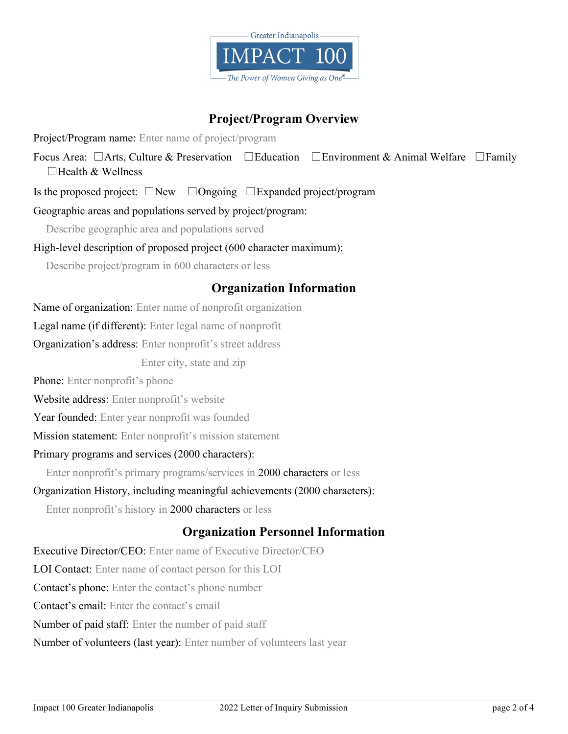## Project/Program Overview

Project/Program name: Enter name of project/program

Focus Area: ☐Arts, Culture & Preservation ☐Education ☐Environment & Animal Welfare ☐Family ☐Health & Wellness

Is the proposed project: ☐New ☐Ongoing ☐Expanded project/program

Geographic areas and populations served by project/program:

Describe geographic area and populations served

High-level description of proposed project (600 character maximum):

Describe project/program in 600 characters or less

## Organization Information

Name of organization: Enter name of nonprofit organization

Legal name (if different): Enter legal name of nonprofit

Organization's address: Enter nonprofit's street address

Enter city, state and zip

Phone: Enter nonprofit's phone

Website address: Enter nonprofit's website

Year founded: Enter year nonprofit was founded

Mission statement: Enter nonprofit's mission statement

Primary programs and services (2000 characters):

Enter nonprofit's primary programs/services in 2000 characters or less

Organization History, including meaningful achievements (2000 characters):

Enter nonprofit's history in 2000 characters or less

## Organization Personnel Information

Executive Director/CEO: Enter name of Executive Director/CEO

LOI Contact: Enter name of contact person for this LOI

Contact's phone: Enter the contact's phone number

Contact's email: Enter the contact's email

Number of paid staff: Enter the number of paid staff

Number of volunteers (last year): Enter number of volunteers last year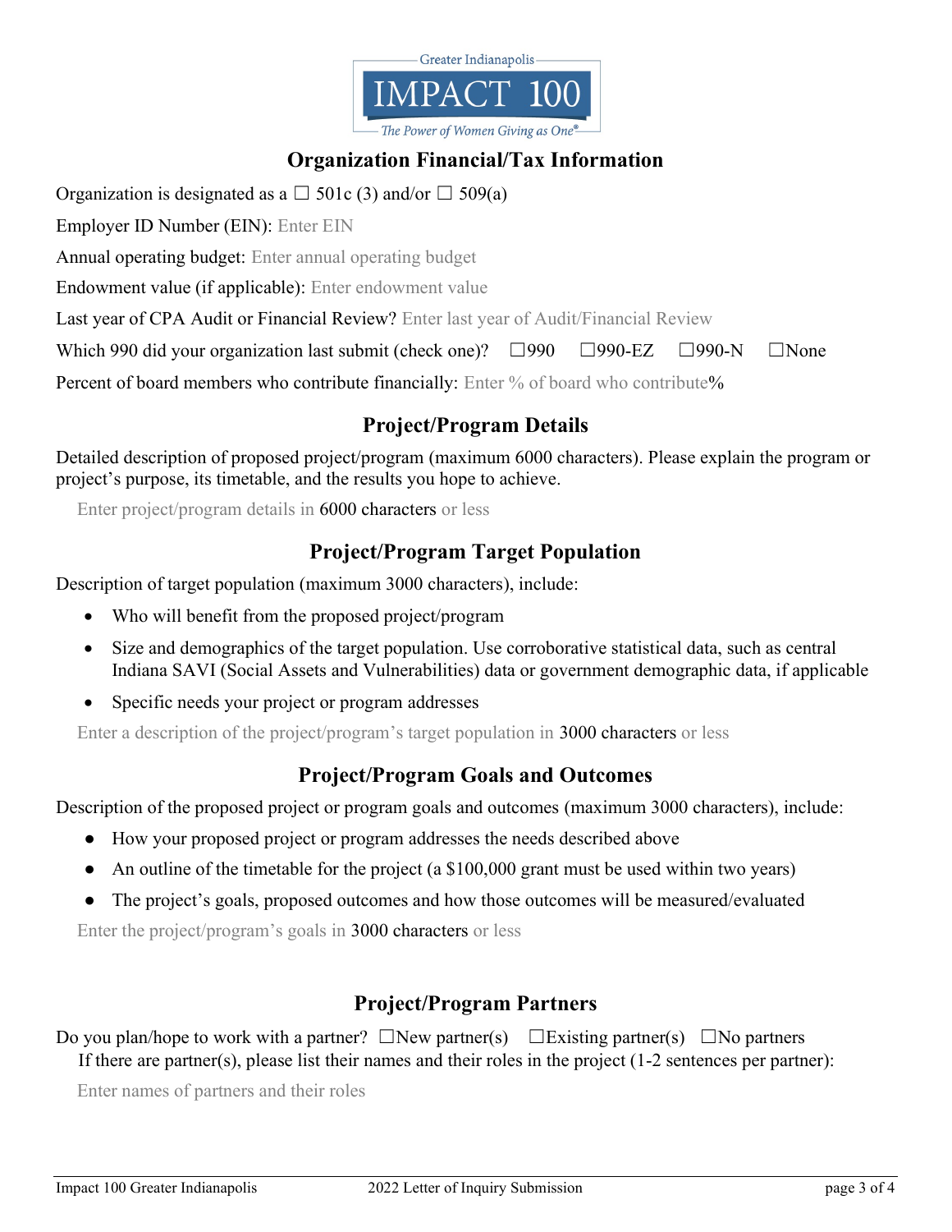Greater Indianapolis

IMPACT 100

*The Power of Women Giving as One®*

## Organization Financial/Tax Information

Organization is designated as a ☐ 501c (3) and/or ☐ 509(a)

Employer ID Number (EIN): Enter EIN

Annual operating budget: Enter annual operating budget

Endowment value (if applicable): Enter endowment value

Last year of CPA Audit or Financial Review? Enter last year of Audit/Financial Review

Which 990 did your organization last submit (check one)? ☐990 ☐990-EZ ☐990-N ☐None

Percent of board members who contribute financially: Enter % of board who contribute%

## Project/Program Details

Detailed description of proposed project/program (maximum 6000 characters). Please explain the program or project's purpose, its timetable, and the results you hope to achieve.

Enter project/program details in 6000 characters or less

## Project/Program Target Population

Description of target population (maximum 3000 characters), include:

- Who will benefit from the proposed project/program
- Size and demographics of the target population. Use corroborative statistical data, such as central Indiana SAVI (Social Assets and Vulnerabilities) data or government demographic data, if applicable
- Specific needs your project or program addresses

Enter a description of the project/program's target population in 3000 characters or less

## Project/Program Goals and Outcomes

Description of the proposed project or program goals and outcomes (maximum 3000 characters), include:

- How your proposed project or program addresses the needs described above
- An outline of the timetable for the project (a $100,000 grant must be used within two years)
- The project's goals, proposed outcomes and how those outcomes will be measured/evaluated

Enter the project/program's goals in 3000 characters or less

## Project/Program Partners

Do you plan/hope to work with a partner? ☐New partner(s) ☐Existing partner(s) ☐No partners

If there are partner(s), please list their names and their roles in the project (1-2 sentences per partner):

Enter names of partners and their roles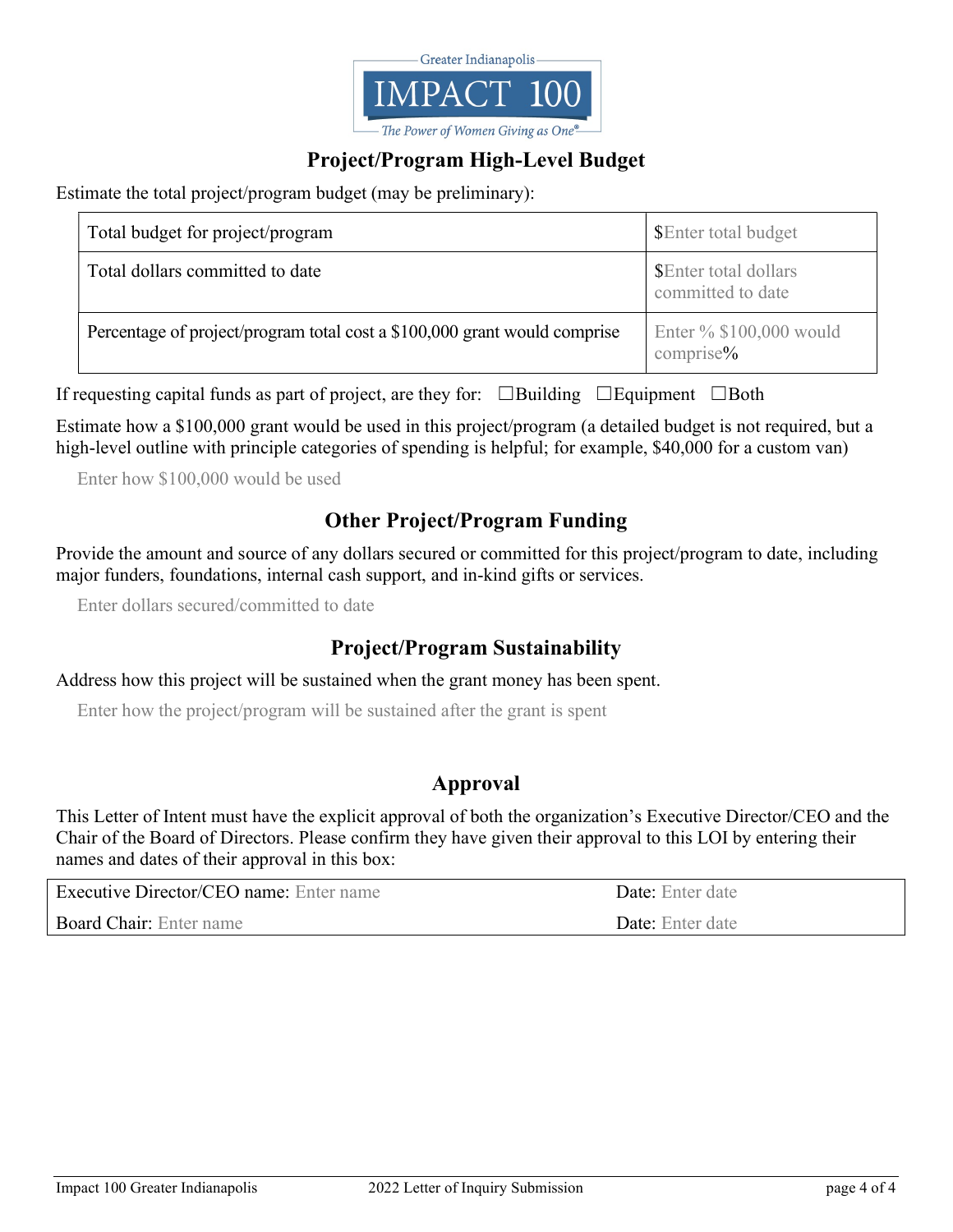Greater Indianapolis IMPACT 100 The Power of Women Giving as One®

## Project/Program High-Level Budget

Estimate the total project/program budget (may be preliminary):

| | |
|---|---|
| Total budget for project/program | $Enter total budget |
| Total dollars committed to date | $Enter total dollars committed to date |
| Percentage of project/program total cost a $100,000 grant would comprise | Enter % $100,000 would comprise% |

If requesting capital funds as part of project, are they for: ☐Building ☐Equipment ☐Both

Estimate how a $100,000 grant would be used in this project/program (a detailed budget is not required, but a high-level outline with principle categories of spending is helpful; for example, $40,000 for a custom van)

Enter how $100,000 would be used

## Other Project/Program Funding

Provide the amount and source of any dollars secured or committed for this project/program to date, including major funders, foundations, internal cash support, and in-kind gifts or services.

Enter dollars secured/committed to date

## Project/Program Sustainability

Address how this project will be sustained when the grant money has been spent.

Enter how the project/program will be sustained after the grant is spent

## Approval

This Letter of Intent must have the explicit approval of both the organization's Executive Director/CEO and the Chair of the Board of Directors. Please confirm they have given their approval to this LOI by entering their names and dates of their approval in this box:

| | |
|---|---|
| Executive Director/CEO name: Enter name | Date: Enter date |
| Board Chair: Enter name | Date: Enter date |